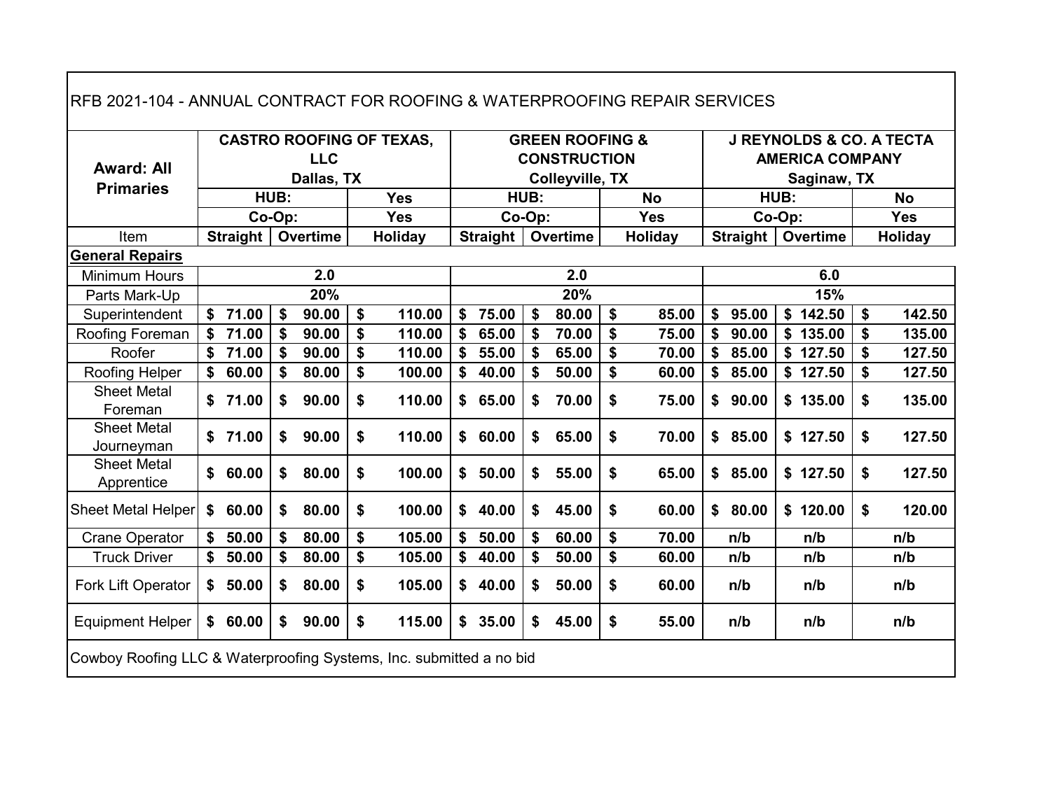# RFB 2021-104 - ANNUAL CONTRACT FOR ROOFING & WATERPROOFING REPAIR SERVICES

| Award: All Primaries | CASTRO ROOFING OF TEXAS, LLC Dallas, TX | | | GREEN ROOFING & CONSTRUCTION Colleyville, TX | | | J REYNOLDS & CO. A TECTA AMERICA COMPANY Saginaw, TX | | |
|---|---|---|---|---|---|---|---|---|---|
| | HUB: | | Yes | HUB: | | No | HUB: | | No |
| | Co-Op: | | Yes | Co-Op: | | Yes | Co-Op: | | Yes |
| Item | Straight | Overtime | Holiday | Straight | Overtime | Holiday | Straight | Overtime | Holiday |
| **General Repairs** | | | | | | | | | |
| Minimum Hours | 2.0 | | | 2.0 | | | 6.0 | | |
| Parts Mark-Up | 20% | | | 20% | | | 15% | | |
| Superintendent | $ 71.00 | $ 90.00 | $ 110.00 | $ 75.00 | $ 80.00 | $ 85.00 | $ 95.00 | $ 142.50 | $ 142.50 |
| Roofing Foreman | $ 71.00 | $ 90.00 | $ 110.00 | $ 65.00 | $ 70.00 | $ 75.00 | $ 90.00 | $ 135.00 | $ 135.00 |
| Roofer | $ 71.00 | $ 90.00 | $ 110.00 | $ 55.00 | $ 65.00 | $ 70.00 | $ 85.00 | $ 127.50 | $ 127.50 |
| Roofing Helper | $ 60.00 | $ 80.00 | $ 100.00 | $ 40.00 | $ 50.00 | $ 60.00 | $ 85.00 | $ 127.50 | $ 127.50 |
| Sheet Metal Foreman | $ 71.00 | $ 90.00 | $ 110.00 | $ 65.00 | $ 70.00 | $ 75.00 | $ 90.00 | $ 135.00 | $ 135.00 |
| Sheet Metal Journeyman | $ 71.00 | $ 90.00 | $ 110.00 | $ 60.00 | $ 65.00 | $ 70.00 | $ 85.00 | $ 127.50 | $ 127.50 |
| Sheet Metal Apprentice | $ 60.00 | $ 80.00 | $ 100.00 | $ 50.00 | $ 55.00 | $ 65.00 | $ 85.00 | $ 127.50 | $ 127.50 |
| Sheet Metal Helper | $ 60.00 | $ 80.00 | $ 100.00 | $ 40.00 | $ 45.00 | $ 60.00 | $ 80.00 | $ 120.00 | $ 120.00 |
| Crane Operator | $ 50.00 | $ 80.00 | $ 105.00 | $ 50.00 | $ 60.00 | $ 70.00 | n/b | n/b | n/b |
| Truck Driver | $ 50.00 | $ 80.00 | $ 105.00 | $ 40.00 | $ 50.00 | $ 60.00 | n/b | n/b | n/b |
| Fork Lift Operator | $ 50.00 | $ 80.00 | $ 105.00 | $ 40.00 | $ 50.00 | $ 60.00 | n/b | n/b | n/b |
| Equipment Helper | $ 60.00 | $ 90.00 | $ 115.00 | $ 35.00 | $ 45.00 | $ 55.00 | n/b | n/b | n/b |

Cowboy Roofing LLC & Waterproofing Systems, Inc. submitted a no bid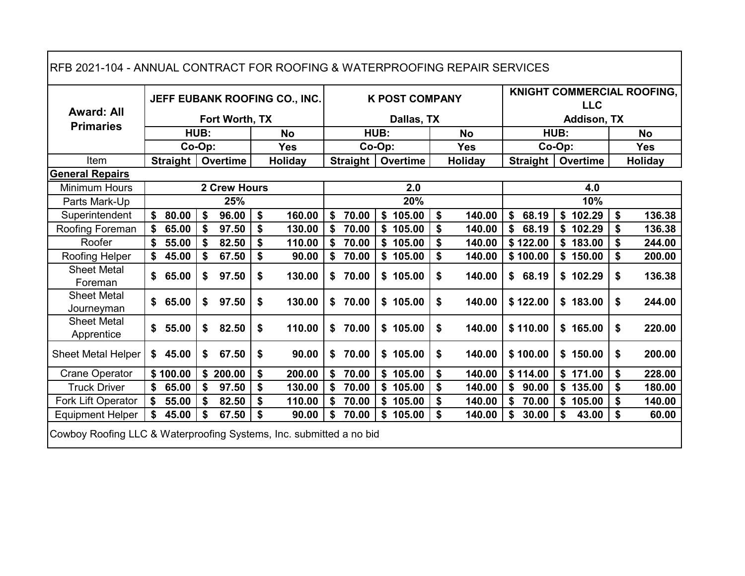| RFB 2021-104 - ANNUAL CONTRACT FOR ROOFING & WATERPROOFING REPAIR SERVICES | | | | | | | | | |
|---|---|---|---|---|---|---|---|---|---|
| **Award: All Primaries** | **JEFF EUBANK ROOFING CO., INC.** Fort Worth, TX | | | **K POST COMPANY** Dallas, TX | | | **KNIGHT COMMERCIAL ROOFING, LLC** Addison, TX | | |
| | **HUB:** | | **No** | **HUB:** | | **No** | **HUB:** | | **No** |
| | **Co-Op:** | | **Yes** | **Co-Op:** | | **Yes** | **Co-Op:** | | **Yes** |
| Item | **Straight** | **Overtime** | **Holiday** | **Straight** | **Overtime** | **Holiday** | **Straight** | **Overtime** | **Holiday** |
| **General Repairs** | | | | | | | | | |
| Minimum Hours | **2 Crew Hours** | | | **2.0** | | | **4.0** | | |
| Parts Mark-Up | **25%** | | | **20%** | | | **10%** | | |
| Superintendent | **$ 80.00** | **$ 96.00** | **$ 160.00** | **$ 70.00** | **$ 105.00** | **$ 140.00** | **$ 68.19** | **$ 102.29** | **$ 136.38** |
| Roofing Foreman | **$ 65.00** | **$ 97.50** | **$ 130.00** | **$ 70.00** | **$ 105.00** | **$ 140.00** | **$ 68.19** | **$ 102.29** | **$ 136.38** |
| Roofer | **$ 55.00** | **$ 82.50** | **$ 110.00** | **$ 70.00** | **$ 105.00** | **$ 140.00** | **$ 122.00** | **$ 183.00** | **$ 244.00** |
| Roofing Helper | **$ 45.00** | **$ 67.50** | **$ 90.00** | **$ 70.00** | **$ 105.00** | **$ 140.00** | **$ 100.00** | **$ 150.00** | **$ 200.00** |
| Sheet Metal Foreman | **$ 65.00** | **$ 97.50** | **$ 130.00** | **$ 70.00** | **$ 105.00** | **$ 140.00** | **$ 68.19** | **$ 102.29** | **$ 136.38** |
| Sheet Metal Journeyman | **$ 65.00** | **$ 97.50** | **$ 130.00** | **$ 70.00** | **$ 105.00** | **$ 140.00** | **$ 122.00** | **$ 183.00** | **$ 244.00** |
| Sheet Metal Apprentice | **$ 55.00** | **$ 82.50** | **$ 110.00** | **$ 70.00** | **$ 105.00** | **$ 140.00** | **$ 110.00** | **$ 165.00** | **$ 220.00** |
| Sheet Metal Helper | **$ 45.00** | **$ 67.50** | **$ 90.00** | **$ 70.00** | **$ 105.00** | **$ 140.00** | **$ 100.00** | **$ 150.00** | **$ 200.00** |
| Crane Operator | **$ 100.00** | **$ 200.00** | **$ 200.00** | **$ 70.00** | **$ 105.00** | **$ 140.00** | **$ 114.00** | **$ 171.00** | **$ 228.00** |
| Truck Driver | **$ 65.00** | **$ 97.50** | **$ 130.00** | **$ 70.00** | **$ 105.00** | **$ 140.00** | **$ 90.00** | **$ 135.00** | **$ 180.00** |
| Fork Lift Operator | **$ 55.00** | **$ 82.50** | **$ 110.00** | **$ 70.00** | **$ 105.00** | **$ 140.00** | **$ 70.00** | **$ 105.00** | **$ 140.00** |
| Equipment Helper | **$ 45.00** | **$ 67.50** | **$ 90.00** | **$ 70.00** | **$ 105.00** | **$ 140.00** | **$ 30.00** | **$ 43.00** | **$ 60.00** |

Cowboy Roofing LLC & Waterproofing Systems, Inc. submitted a no bid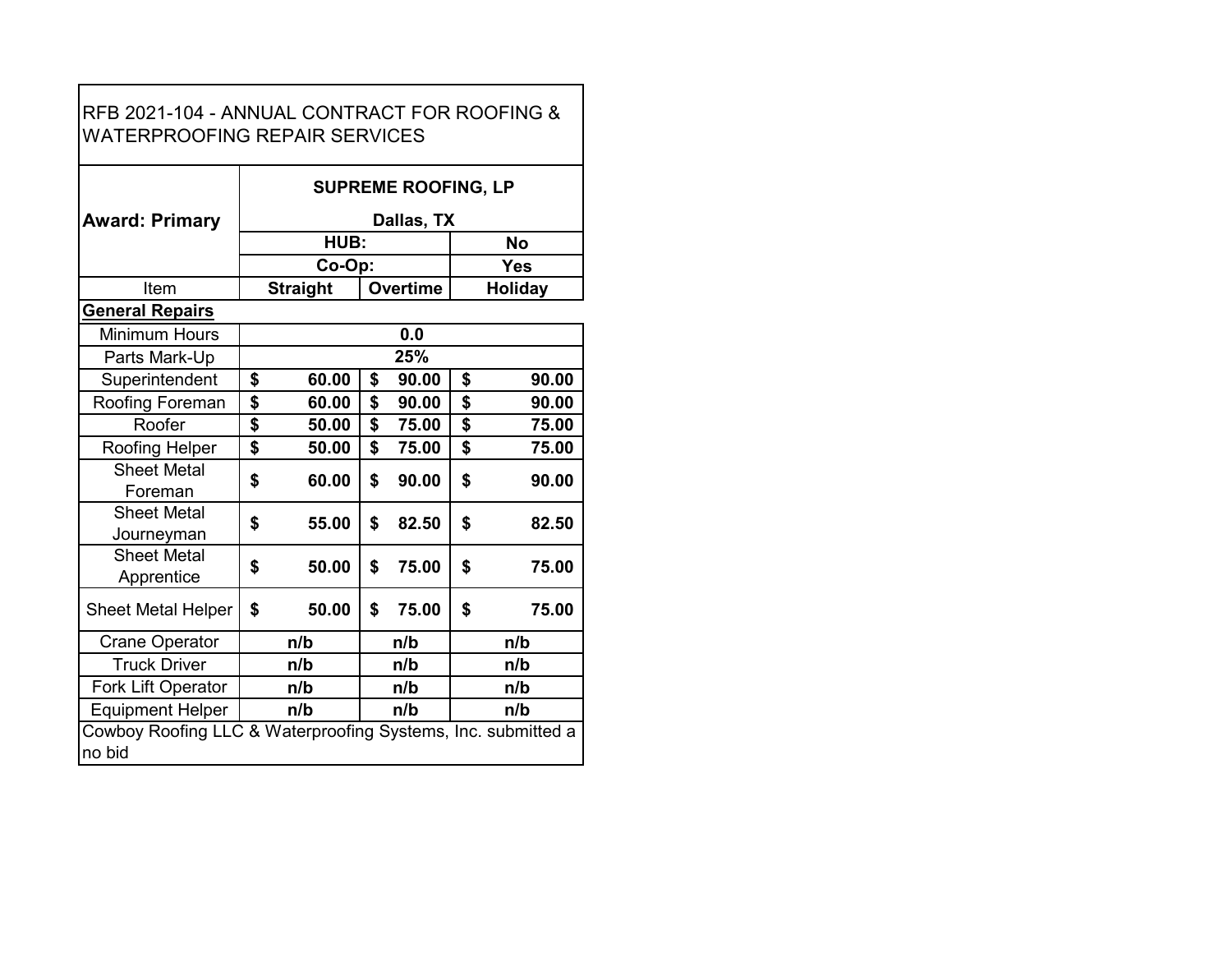RFB 2021-104 - ANNUAL CONTRACT FOR ROOFING & WATERPROOFING REPAIR SERVICES

| **Award: Primary** | **SUPREME ROOFING, LP** | | |
|---|---|---|---|
| | **Dallas, TX** | | |
| | **HUB:** | | **No** |
| | **Co-Op:** | | **Yes** |
| Item | **Straight** | **Overtime** | **Holiday** |
| **General Repairs** | | | |
| Minimum Hours | **0.0** | | |
| Parts Mark-Up | **25%** | | |
| Superintendent | **$ 60.00** | **$ 90.00** | **$ 90.00** |
| Roofing Foreman | **$ 60.00** | **$ 90.00** | **$ 90.00** |
| Roofer | **$ 50.00** | **$ 75.00** | **$ 75.00** |
| Roofing Helper | **$ 50.00** | **$ 75.00** | **$ 75.00** |
| Sheet Metal Foreman | **$ 60.00** | **$ 90.00** | **$ 90.00** |
| Sheet Metal Journeyman | **$ 55.00** | **$ 82.50** | **$ 82.50** |
| Sheet Metal Apprentice | **$ 50.00** | **$ 75.00** | **$ 75.00** |
| Sheet Metal Helper | **$ 50.00** | **$ 75.00** | **$ 75.00** |
| Crane Operator | **n/b** | **n/b** | **n/b** |
| Truck Driver | **n/b** | **n/b** | **n/b** |
| Fork Lift Operator | **n/b** | **n/b** | **n/b** |
| Equipment Helper | **n/b** | **n/b** | **n/b** |

Cowboy Roofing LLC & Waterproofing Systems, Inc. submitted a no bid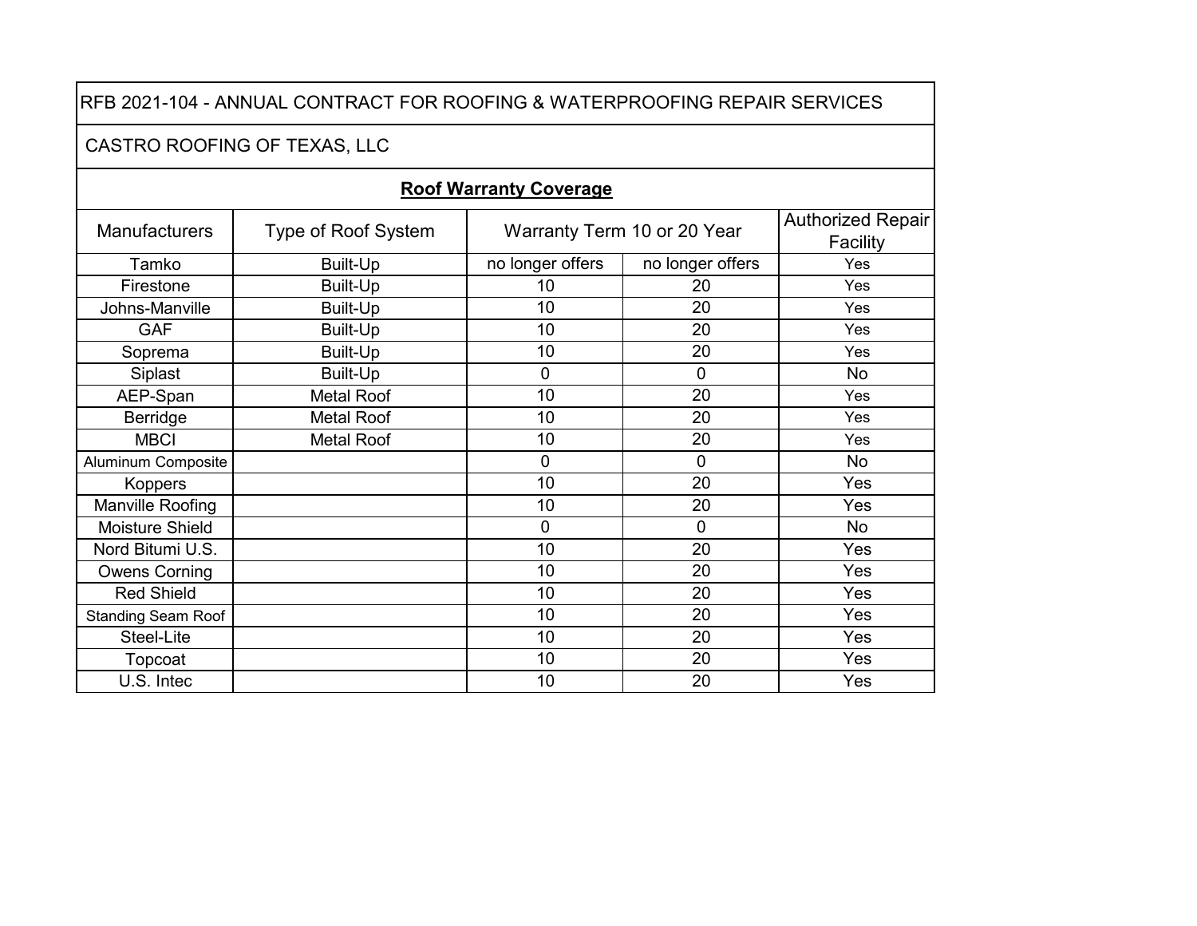RFB 2021-104 - ANNUAL CONTRACT FOR ROOFING & WATERPROOFING REPAIR SERVICES

CASTRO ROOFING OF TEXAS, LLC

**Roof Warranty Coverage**

| Manufacturers | Type of Roof System | Warranty Term 10 or 20 Year | | Authorized Repair Facility |
|---|---|---|---|---|
| Tamko | Built-Up | no longer offers | no longer offers | Yes |
| Firestone | Built-Up | 10 | 20 | Yes |
| Johns-Manville | Built-Up | 10 | 20 | Yes |
| GAF | Built-Up | 10 | 20 | Yes |
| Soprema | Built-Up | 10 | 20 | Yes |
| Siplast | Built-Up | 0 | 0 | No |
| AEP-Span | Metal Roof | 10 | 20 | Yes |
| Berridge | Metal Roof | 10 | 20 | Yes |
| MBCI | Metal Roof | 10 | 20 | Yes |
| Aluminum Composite | | 0 | 0 | No |
| Koppers | | 10 | 20 | Yes |
| Manville Roofing | | 10 | 20 | Yes |
| Moisture Shield | | 0 | 0 | No |
| Nord Bitumi U.S. | | 10 | 20 | Yes |
| Owens Corning | | 10 | 20 | Yes |
| Red Shield | | 10 | 20 | Yes |
| Standing Seam Roof | | 10 | 20 | Yes |
| Steel-Lite | | 10 | 20 | Yes |
| Topcoat | | 10 | 20 | Yes |
| U.S. Intec | | 10 | 20 | Yes |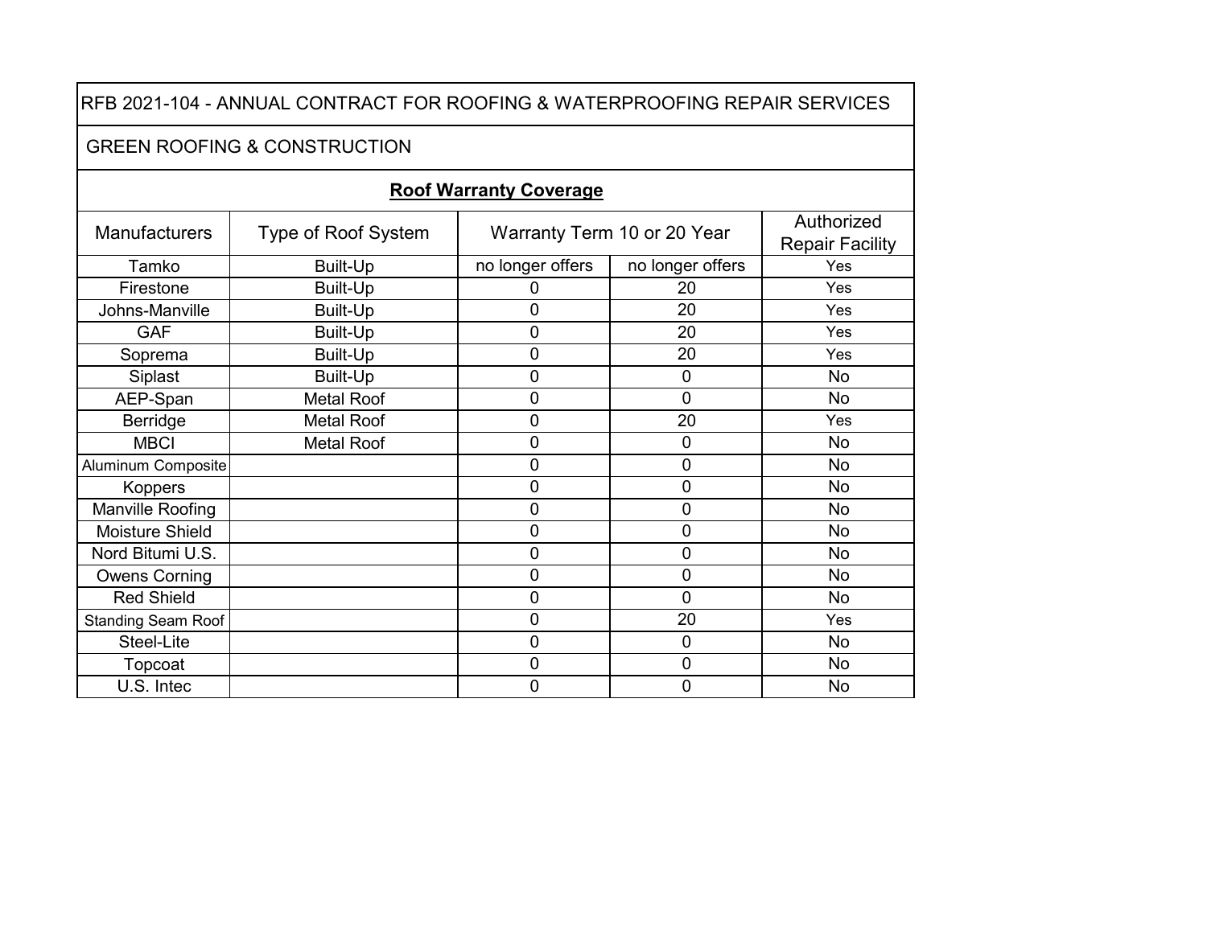RFB 2021-104 - ANNUAL CONTRACT FOR ROOFING & WATERPROOFING REPAIR SERVICES

GREEN ROOFING & CONSTRUCTION

**Roof Warranty Coverage**

| Manufacturers | Type of Roof System | Warranty Term 10 or 20 Year | | Authorized Repair Facility |
|---|---|---|---|---|
| Tamko | Built-Up | no longer offers | no longer offers | Yes |
| Firestone | Built-Up | 0 | 20 | Yes |
| Johns-Manville | Built-Up | 0 | 20 | Yes |
| GAF | Built-Up | 0 | 20 | Yes |
| Soprema | Built-Up | 0 | 20 | Yes |
| Siplast | Built-Up | 0 | 0 | No |
| AEP-Span | Metal Roof | 0 | 0 | No |
| Berridge | Metal Roof | 0 | 20 | Yes |
| MBCI | Metal Roof | 0 | 0 | No |
| Aluminum Composite | | 0 | 0 | No |
| Koppers | | 0 | 0 | No |
| Manville Roofing | | 0 | 0 | No |
| Moisture Shield | | 0 | 0 | No |
| Nord Bitumi U.S. | | 0 | 0 | No |
| Owens Corning | | 0 | 0 | No |
| Red Shield | | 0 | 0 | No |
| Standing Seam Roof | | 0 | 20 | Yes |
| Steel-Lite | | 0 | 0 | No |
| Topcoat | | 0 | 0 | No |
| U.S. Intec | | 0 | 0 | No |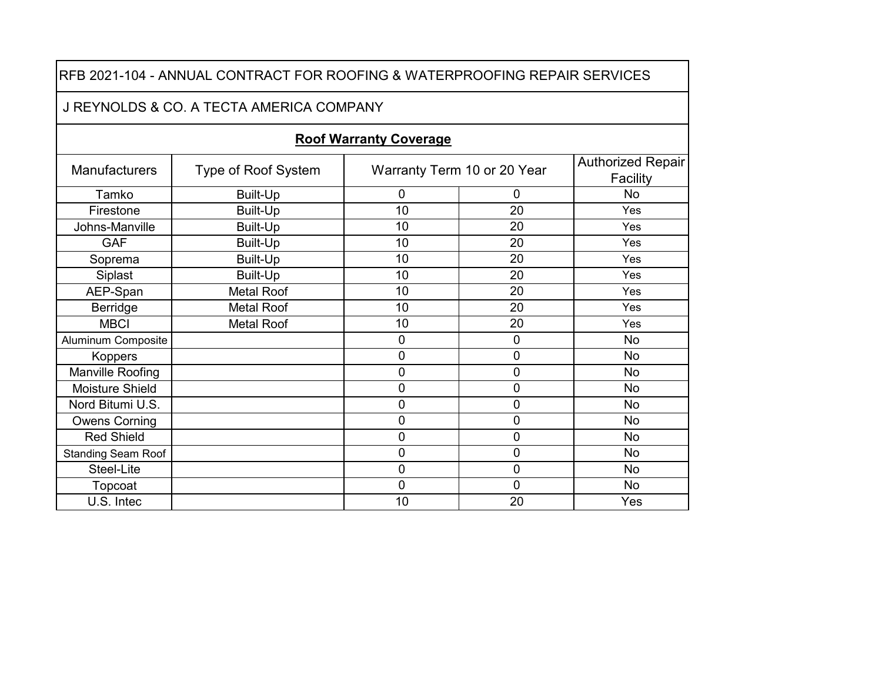RFB 2021-104 - ANNUAL CONTRACT FOR ROOFING & WATERPROOFING REPAIR SERVICES

J REYNOLDS & CO. A TECTA AMERICA COMPANY

**Roof Warranty Coverage**

| Manufacturers | Type of Roof System | Warranty Term 10 or 20 Year | | Authorized Repair Facility |
|---|---|---|---|---|
| Tamko | Built-Up | 0 | 0 | No |
| Firestone | Built-Up | 10 | 20 | Yes |
| Johns-Manville | Built-Up | 10 | 20 | Yes |
| GAF | Built-Up | 10 | 20 | Yes |
| Soprema | Built-Up | 10 | 20 | Yes |
| Siplast | Built-Up | 10 | 20 | Yes |
| AEP-Span | Metal Roof | 10 | 20 | Yes |
| Berridge | Metal Roof | 10 | 20 | Yes |
| MBCI | Metal Roof | 10 | 20 | Yes |
| Aluminum Composite | | 0 | 0 | No |
| Koppers | | 0 | 0 | No |
| Manville Roofing | | 0 | 0 | No |
| Moisture Shield | | 0 | 0 | No |
| Nord Bitumi U.S. | | 0 | 0 | No |
| Owens Corning | | 0 | 0 | No |
| Red Shield | | 0 | 0 | No |
| Standing Seam Roof | | 0 | 0 | No |
| Steel-Lite | | 0 | 0 | No |
| Topcoat | | 0 | 0 | No |
| U.S. Intec | | 10 | 20 | Yes |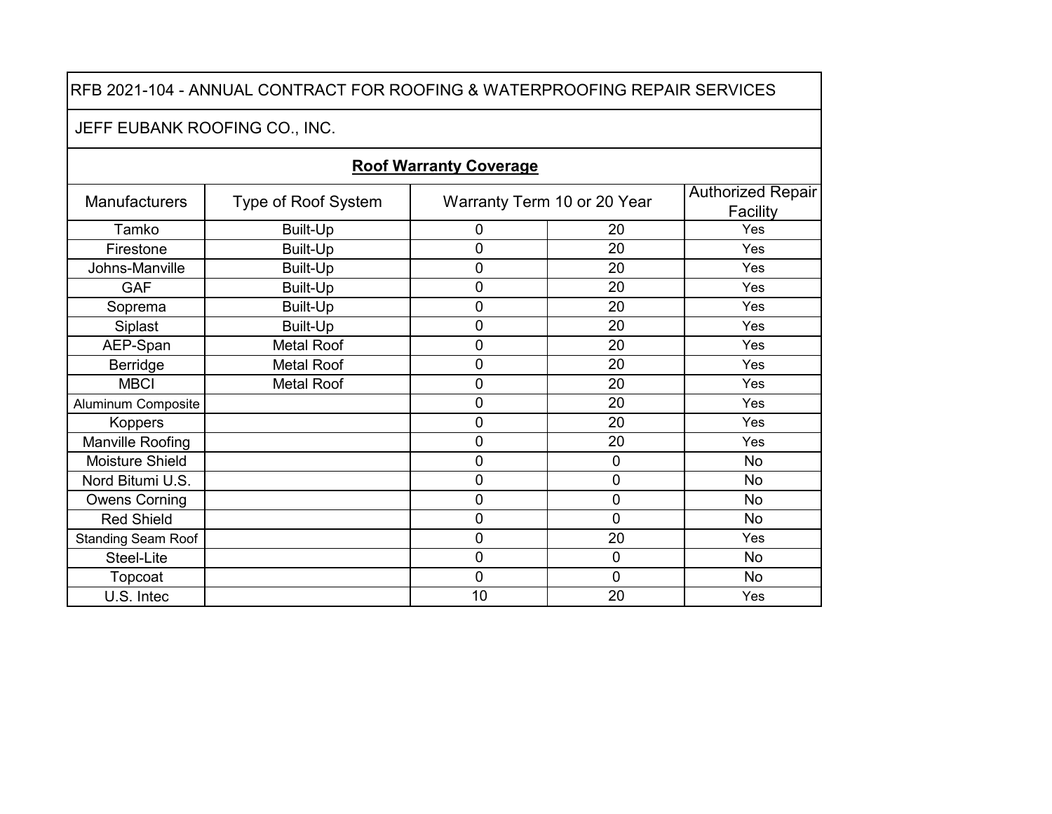RFB 2021-104 - ANNUAL CONTRACT FOR ROOFING & WATERPROOFING REPAIR SERVICES

JEFF EUBANK ROOFING CO., INC.

**Roof Warranty Coverage**

| Manufacturers | Type of Roof System | Warranty Term 10 or 20 Year | | Authorized Repair Facility |
|---|---|---|---|---|
| Tamko | Built-Up | 0 | 20 | Yes |
| Firestone | Built-Up | 0 | 20 | Yes |
| Johns-Manville | Built-Up | 0 | 20 | Yes |
| GAF | Built-Up | 0 | 20 | Yes |
| Soprema | Built-Up | 0 | 20 | Yes |
| Siplast | Built-Up | 0 | 20 | Yes |
| AEP-Span | Metal Roof | 0 | 20 | Yes |
| Berridge | Metal Roof | 0 | 20 | Yes |
| MBCI | Metal Roof | 0 | 20 | Yes |
| Aluminum Composite | | 0 | 20 | Yes |
| Koppers | | 0 | 20 | Yes |
| Manville Roofing | | 0 | 20 | Yes |
| Moisture Shield | | 0 | 0 | No |
| Nord Bitumi U.S. | | 0 | 0 | No |
| Owens Corning | | 0 | 0 | No |
| Red Shield | | 0 | 0 | No |
| Standing Seam Roof | | 0 | 20 | Yes |
| Steel-Lite | | 0 | 0 | No |
| Topcoat | | 0 | 0 | No |
| U.S. Intec | | 10 | 20 | Yes |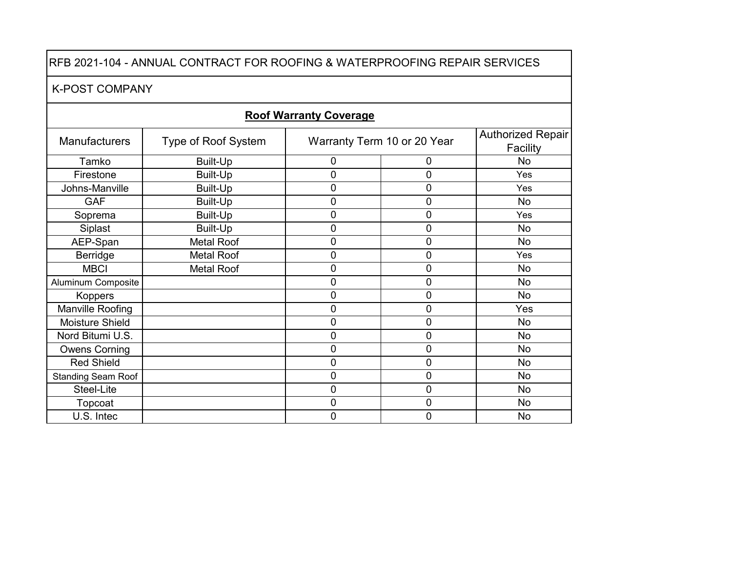RFB 2021-104 - ANNUAL CONTRACT FOR ROOFING & WATERPROOFING REPAIR SERVICES

K-POST COMPANY

**Roof Warranty Coverage**

| Manufacturers | Type of Roof System | Warranty Term 10 or 20 Year | | Authorized Repair Facility |
|---|---|---|---|---|
| Tamko | Built-Up | 0 | 0 | No |
| Firestone | Built-Up | 0 | 0 | Yes |
| Johns-Manville | Built-Up | 0 | 0 | Yes |
| GAF | Built-Up | 0 | 0 | No |
| Soprema | Built-Up | 0 | 0 | Yes |
| Siplast | Built-Up | 0 | 0 | No |
| AEP-Span | Metal Roof | 0 | 0 | No |
| Berridge | Metal Roof | 0 | 0 | Yes |
| MBCI | Metal Roof | 0 | 0 | No |
| Aluminum Composite | | 0 | 0 | No |
| Koppers | | 0 | 0 | No |
| Manville Roofing | | 0 | 0 | Yes |
| Moisture Shield | | 0 | 0 | No |
| Nord Bitumi U.S. | | 0 | 0 | No |
| Owens Corning | | 0 | 0 | No |
| Red Shield | | 0 | 0 | No |
| Standing Seam Roof | | 0 | 0 | No |
| Steel-Lite | | 0 | 0 | No |
| Topcoat | | 0 | 0 | No |
| U.S. Intec | | 0 | 0 | No |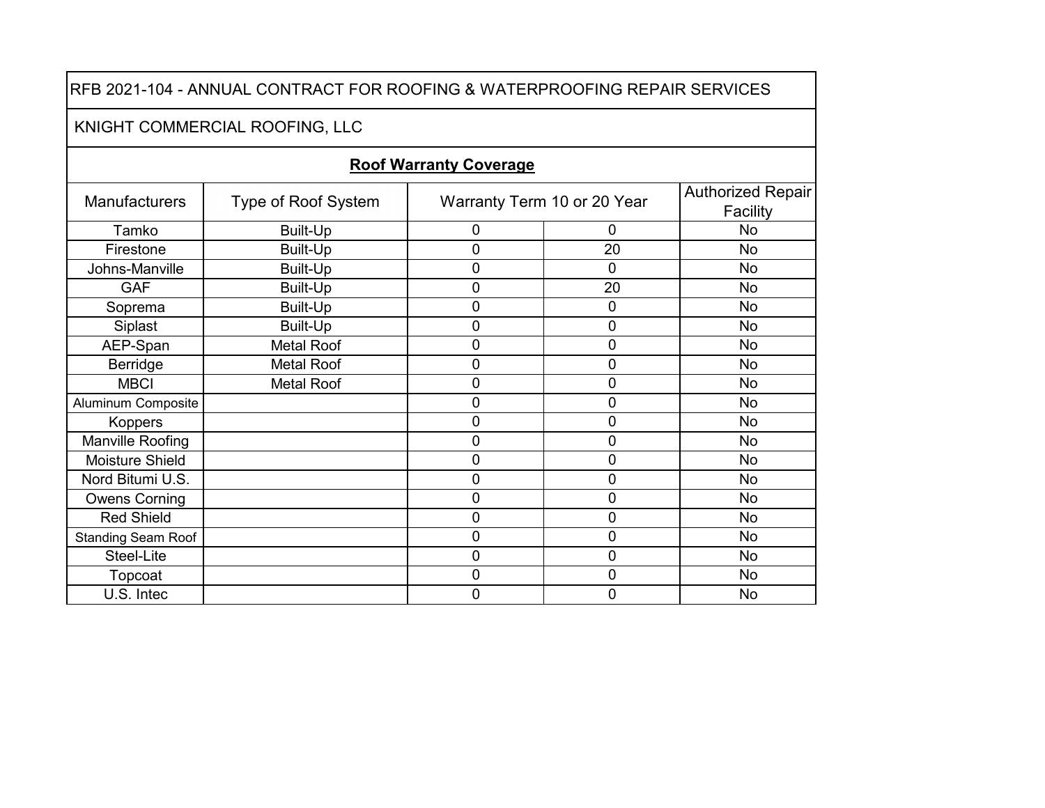RFB 2021-104 - ANNUAL CONTRACT FOR ROOFING & WATERPROOFING REPAIR SERVICES

KNIGHT COMMERCIAL ROOFING, LLC

**Roof Warranty Coverage**

| Manufacturers | Type of Roof System | Warranty Term 10 or 20 Year | | Authorized Repair Facility |
|---|---|---|---|---|
| Tamko | Built-Up | 0 | 0 | No |
| Firestone | Built-Up | 0 | 20 | No |
| Johns-Manville | Built-Up | 0 | 0 | No |
| GAF | Built-Up | 0 | 20 | No |
| Soprema | Built-Up | 0 | 0 | No |
| Siplast | Built-Up | 0 | 0 | No |
| AEP-Span | Metal Roof | 0 | 0 | No |
| Berridge | Metal Roof | 0 | 0 | No |
| MBCI | Metal Roof | 0 | 0 | No |
| Aluminum Composite | | 0 | 0 | No |
| Koppers | | 0 | 0 | No |
| Manville Roofing | | 0 | 0 | No |
| Moisture Shield | | 0 | 0 | No |
| Nord Bitumi U.S. | | 0 | 0 | No |
| Owens Corning | | 0 | 0 | No |
| Red Shield | | 0 | 0 | No |
| Standing Seam Roof | | 0 | 0 | No |
| Steel-Lite | | 0 | 0 | No |
| Topcoat | | 0 | 0 | No |
| U.S. Intec | | 0 | 0 | No |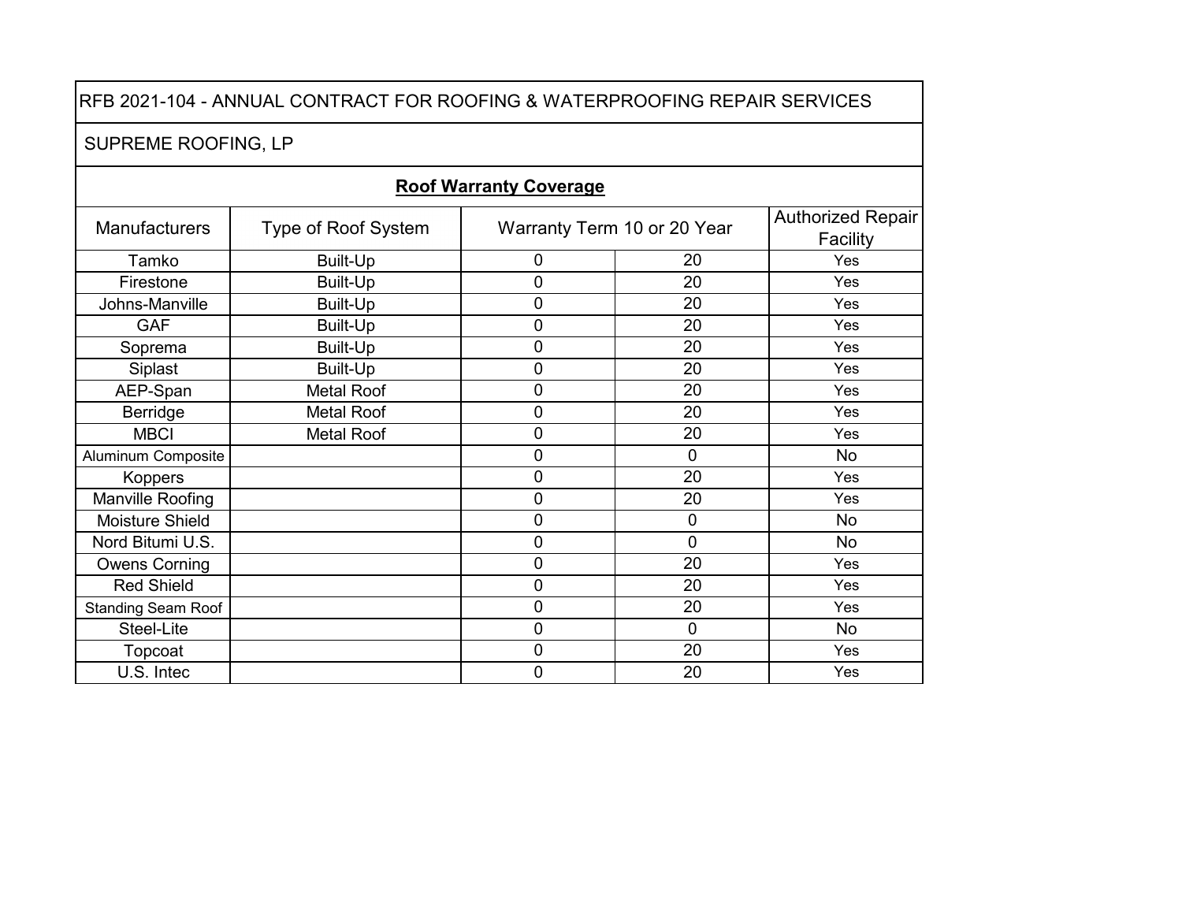RFB 2021-104 - ANNUAL CONTRACT FOR ROOFING & WATERPROOFING REPAIR SERVICES

SUPREME ROOFING, LP

**Roof Warranty Coverage**

| Manufacturers | Type of Roof System | Warranty Term 10 or 20 Year | | Authorized Repair Facility |
|---|---|---|---|---|
| Tamko | Built-Up | 0 | 20 | Yes |
| Firestone | Built-Up | 0 | 20 | Yes |
| Johns-Manville | Built-Up | 0 | 20 | Yes |
| GAF | Built-Up | 0 | 20 | Yes |
| Soprema | Built-Up | 0 | 20 | Yes |
| Siplast | Built-Up | 0 | 20 | Yes |
| AEP-Span | Metal Roof | 0 | 20 | Yes |
| Berridge | Metal Roof | 0 | 20 | Yes |
| MBCI | Metal Roof | 0 | 20 | Yes |
| Aluminum Composite | | 0 | 0 | No |
| Koppers | | 0 | 20 | Yes |
| Manville Roofing | | 0 | 20 | Yes |
| Moisture Shield | | 0 | 0 | No |
| Nord Bitumi U.S. | | 0 | 0 | No |
| Owens Corning | | 0 | 20 | Yes |
| Red Shield | | 0 | 20 | Yes |
| Standing Seam Roof | | 0 | 20 | Yes |
| Steel-Lite | | 0 | 0 | No |
| Topcoat | | 0 | 20 | Yes |
| U.S. Intec | | 0 | 20 | Yes |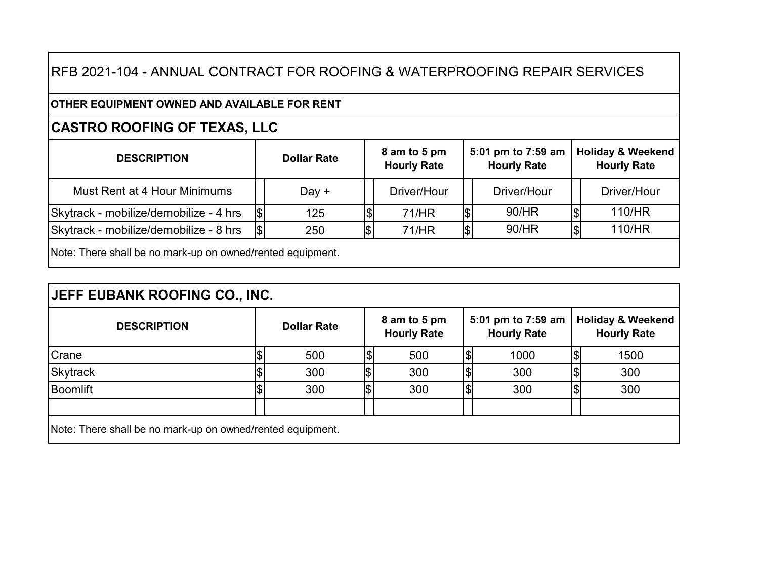# RFB 2021-104 - ANNUAL CONTRACT FOR ROOFING & WATERPROOFING REPAIR SERVICES

**OTHER EQUIPMENT OWNED AND AVAILABLE FOR RENT**

## CASTRO ROOFING OF TEXAS, LLC

| DESCRIPTION | Dollar Rate | 8 am to 5 pm Hourly Rate | 5:01 pm to 7:59 am Hourly Rate | Holiday & Weekend Hourly Rate |
|---|---|---|---|---|
| Must Rent at 4 Hour Minimums | Day + | Driver/Hour | Driver/Hour | Driver/Hour |
| Skytrack - mobilize/demobilize - 4 hrs | $ 125 | $ 71/HR | $ 90/HR | $ 110/HR |
| Skytrack - mobilize/demobilize - 8 hrs | $ 250 | $ 71/HR | $ 90/HR | $ 110/HR |

Note: There shall be no mark-up on owned/rented equipment.

## JEFF EUBANK ROOFING CO., INC.

| DESCRIPTION | Dollar Rate | 8 am to 5 pm Hourly Rate | 5:01 pm to 7:59 am Hourly Rate | Holiday & Weekend Hourly Rate |
|---|---|---|---|---|
| Crane | $ 500 | $ 500 | $ 1000 | $ 1500 |
| Skytrack | $ 300 | $ 300 | $ 300 | $ 300 |
| Boomlift | $ 300 | $ 300 | $ 300 | $ 300 |
| | | | | |

Note: There shall be no mark-up on owned/rented equipment.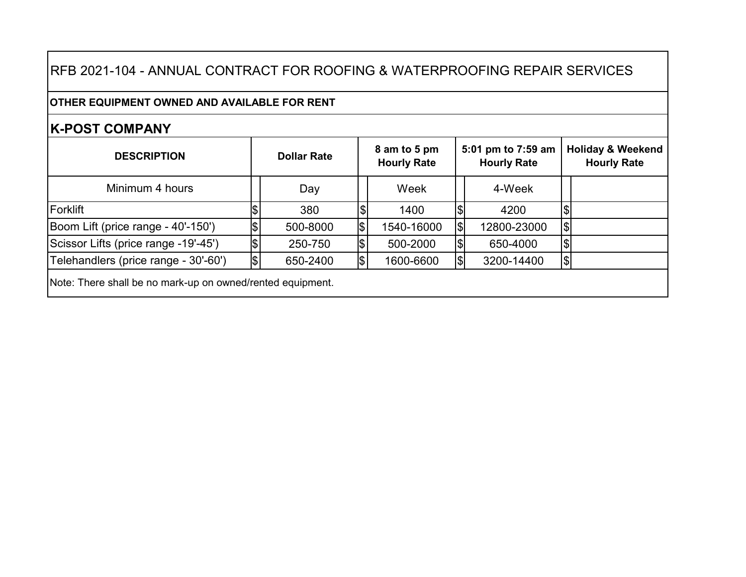# RFB 2021-104 - ANNUAL CONTRACT FOR ROOFING & WATERPROOFING REPAIR SERVICES

**OTHER EQUIPMENT OWNED AND AVAILABLE FOR RENT**

## K-POST COMPANY

| DESCRIPTION | Dollar Rate | | 8 am to 5 pm Hourly Rate | | 5:01 pm to 7:59 am Hourly Rate | | Holiday & Weekend Hourly Rate | |
|---|---|---|---|---|---|---|---|---|
| Minimum 4 hours | | Day | | Week | | 4-Week | | |
| Forklift | $ | 380 | $ | 1400 | $ | 4200 | $ | |
| Boom Lift (price range - 40'-150') | $ | 500-8000 | $ | 1540-16000 | $ | 12800-23000 | $ | |
| Scissor Lifts (price range -19'-45') | $ | 250-750 | $ | 500-2000 | $ | 650-4000 | $ | |
| Telehandlers (price range - 30'-60') | $ | 650-2400 | $ | 1600-6600 | $ | 3200-14400 | $ | |

Note: There shall be no mark-up on owned/rented equipment.